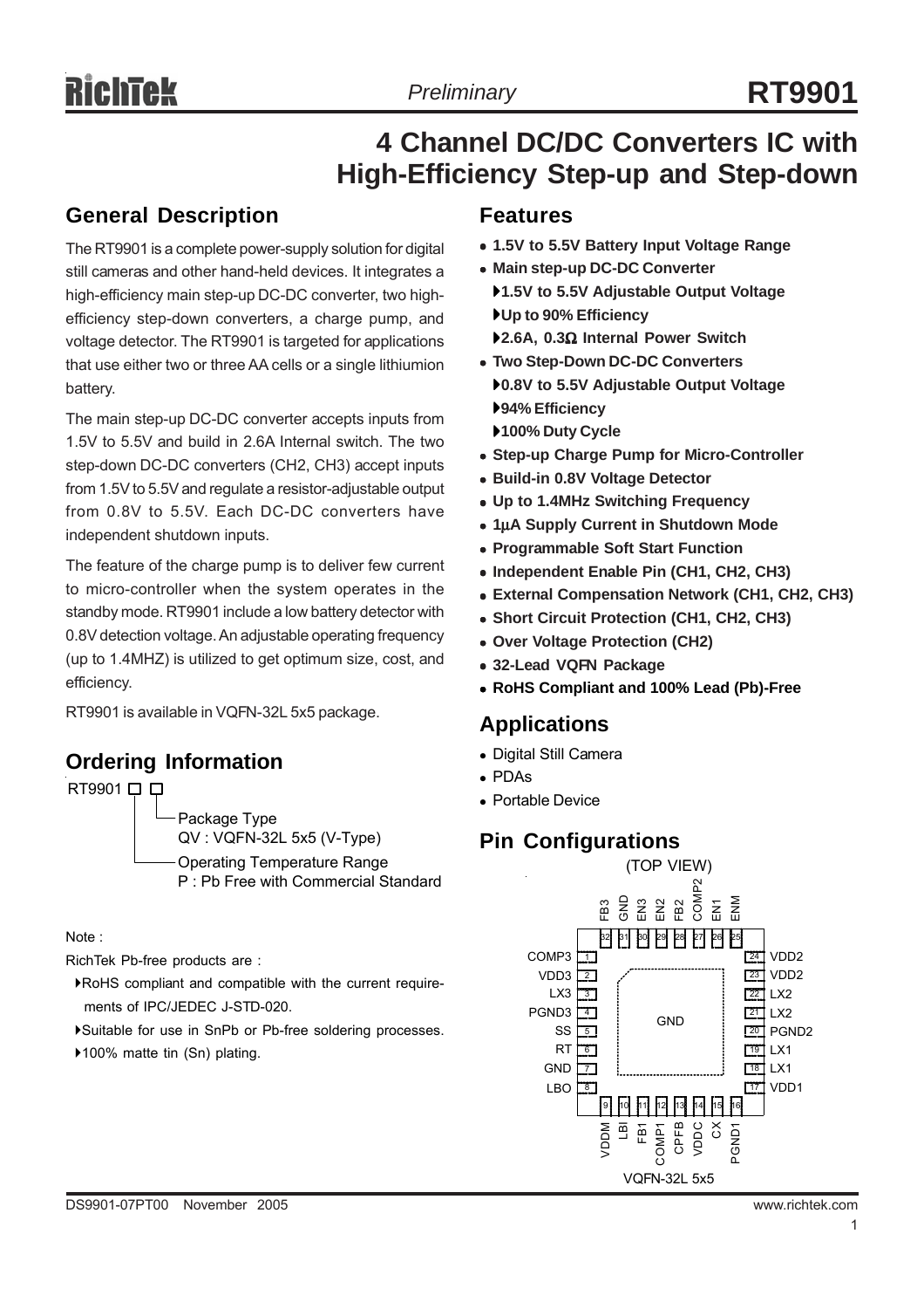# RT9901

*Preliminary*

# 4 Channel DC/DC Converters IC with High-Efficiency Step-up and Step-down

## General Description

The RT9901 is a complete power-supply solution for digital still cameras and other hand-held devices. It integrates a high-efficiency main step-up DC-DC converter, two high-efficiency step-down converters, a charge pump, and voltage detector. The RT9901 is targeted for applications that use either two or three AA cells or a single lithiumion battery.

The main step-up DC-DC converter accepts inputs from 1.5V to 5.5V and build in 2.6A Internal switch. The two step-down DC-DC converters (CH2, CH3) accept inputs from 1.5V to 5.5V and regulate a resistor-adjustable output from 0.8V to 5.5V. Each DC-DC converters have independent shutdown inputs.

The feature of the charge pump is to deliver few current to micro-controller when the system operates in the standby mode. RT9901 include a low battery detector with 0.8V detection voltage. An adjustable operating frequency (up to 1.4MHZ) is utilized to get optimum size, cost, and efficiency.

RT9901 is available in VQFN-32L 5x5 package.

## Ordering Information

RT9901 □ □

- Package Type
  QV : VQFN-32L 5x5 (V-Type)
- Operating Temperature Range
  P : Pb Free with Commercial Standard

Note :

RichTek Pb-free products are :

- RoHS compliant and compatible with the current requirements of IPC/JEDEC J-STD-020.
- Suitable for use in SnPb or Pb-free soldering processes.
- 100% matte tin (Sn) plating.

## Features

- **1.5V to 5.5V Battery Input Voltage Range**
- **Main step-up DC-DC Converter**
  - **1.5V to 5.5V Adjustable Output Voltage**
  - **Up to 90% Efficiency**
  - **2.6A, 0.3Ω Internal Power Switch**
- **Two Step-Down DC-DC Converters**
  - **0.8V to 5.5V Adjustable Output Voltage**
  - **94% Efficiency**
  - **100% Duty Cycle**
- **Step-up Charge Pump for Micro-Controller**
- **Build-in 0.8V Voltage Detector**
- **Up to 1.4MHz Switching Frequency**
- **1μA Supply Current in Shutdown Mode**
- **Programmable Soft Start Function**
- **Independent Enable Pin (CH1, CH2, CH3)**
- **External Compensation Network (CH1, CH2, CH3)**
- **Short Circuit Protection (CH1, CH2, CH3)**
- **Over Voltage Protection (CH2)**
- **32-Lead VQFN Package**
- **RoHS Compliant and 100% Lead (Pb)-Free**

## Applications

- Digital Still Camera
- PDAs
- Portable Device

## Pin Configurations

(TOP VIEW)

| Pin | Name | Pin | Name |
|---|---|---|---|
| 1 | COMP3 | 17 | VDD1 |
| 2 | VDD3 | 18 | LX1 |
| 3 | LX3 | 19 | LX1 |
| 4 | PGND3 | 20 | PGND2 |
| 5 | SS | 21 | LX2 |
| 6 | RT | 22 | LX2 |
| 7 | GND | 23 | VDD2 |
| 8 | LBO | 24 | VDD2 |
| 9 | VDDM | 25 | ENM |
| 10 | LBI | 26 | EN1 |
| 11 | FB1 | 27 | COMP2 |
| 12 | COMP1 | 28 | FB2 |
| 13 | CPFB | 29 | EN2 |
| 14 | VDDC | 30 | EN3 |
| 15 | CX | 31 | GND |
| 16 | PGND1 | 32 | FB3 |

Exposed pad: GND

VQFN-32L 5x5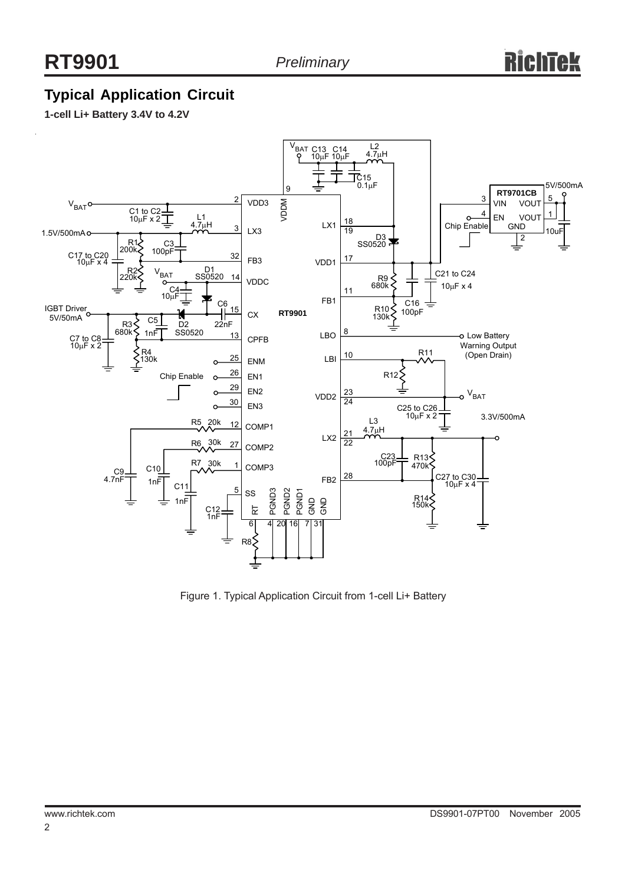## Typical Application Circuit

**1-cell Li+ Battery 3.4V to 4.2V**

Figure 1. Typical Application Circuit from 1-cell Li+ Battery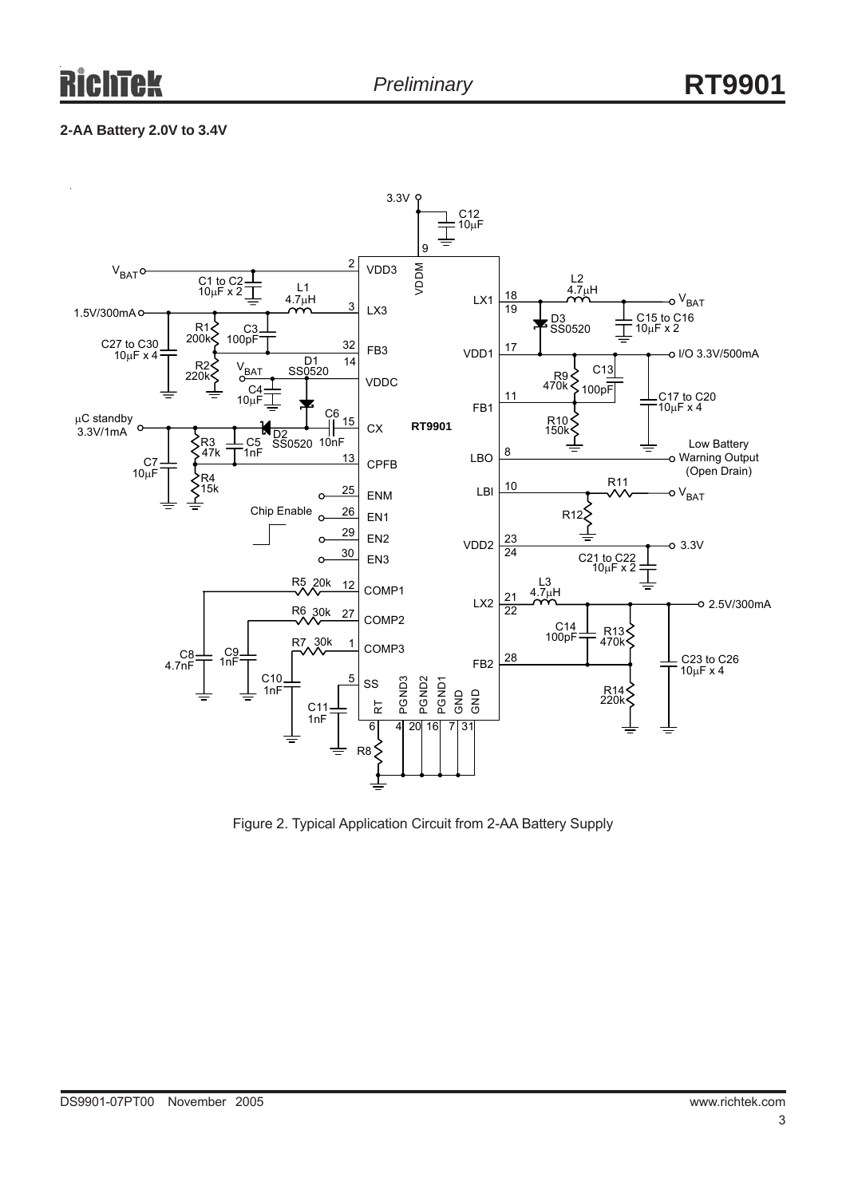**2-AA Battery 2.0V to 3.4V**

Figure 2. Typical Application Circuit from 2-AA Battery Supply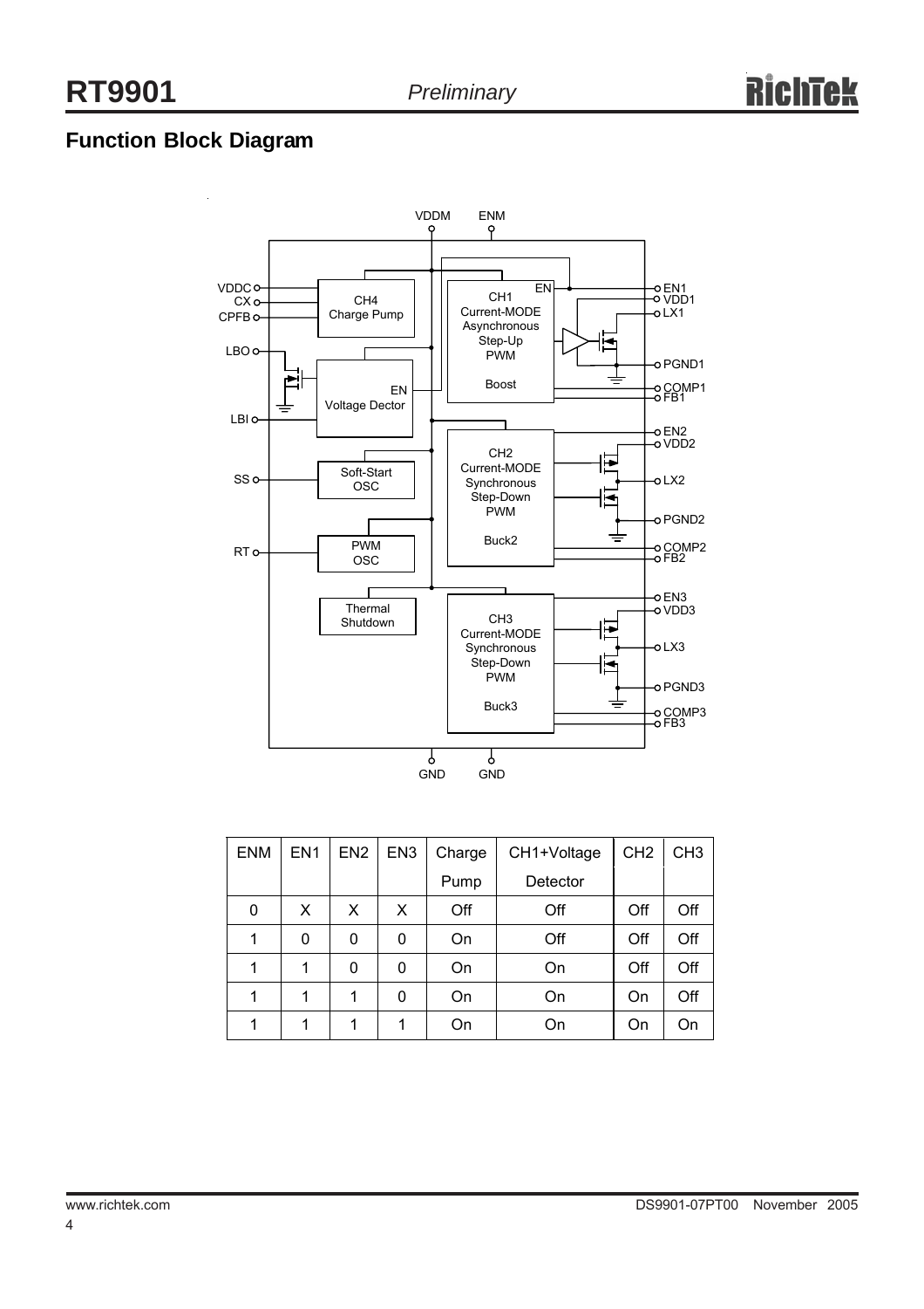## Function Block Diagram

VDDM ENM

VDDC CX CPFB — CH4 Charge Pump

LBO — EN Voltage Dector

LBI

SS — Soft-Start OSC

RT — PWM OSC

Thermal Shutdown

CH1 Current-MODE Asynchronous Step-Up PWM Boost (EN) — EN1, VDD1, LX1, PGND1, COMP1, FB1

CH2 Current-MODE Synchronous Step-Down PWM Buck2 — EN2, VDD2, LX2, PGND2, COMP2, FB2

CH3 Current-MODE Synchronous Step-Down PWM Buck3 — EN3, VDD3, LX3, PGND3, COMP3, FB3

GND GND

| ENM | EN1 | EN2 | EN3 | Charge Pump | CH1+Voltage Detector | CH2 | CH3 |
|---|---|---|---|---|---|---|---|
| 0 | X | X | X | Off | Off | Off | Off |
| 1 | 0 | 0 | 0 | On | Off | Off | Off |
| 1 | 1 | 0 | 0 | On | On | Off | Off |
| 1 | 1 | 1 | 0 | On | On | On | Off |
| 1 | 1 | 1 | 1 | On | On | On | On |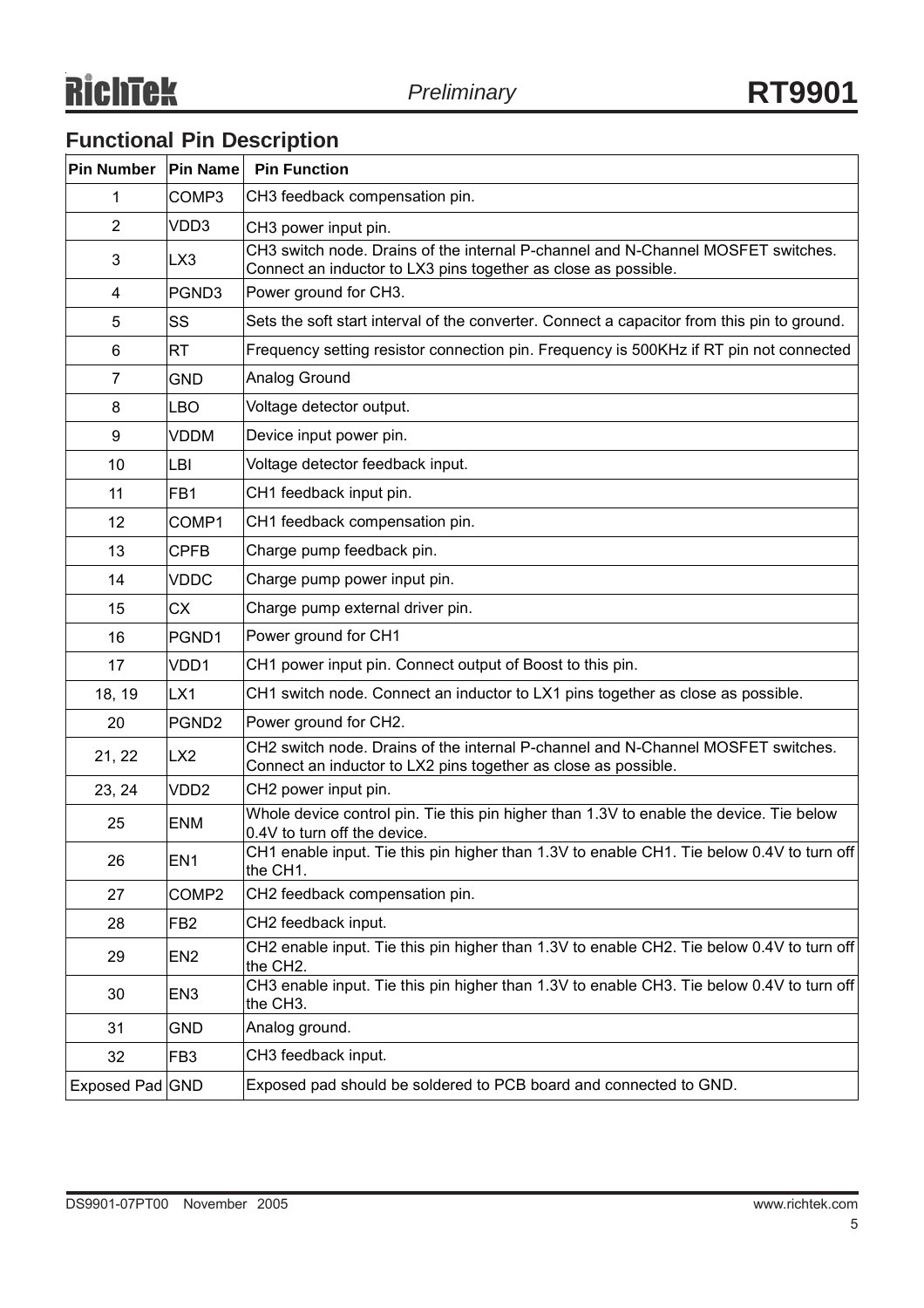## Functional Pin Description

| Pin Number | Pin Name | Pin Function |
|---|---|---|
| 1 | COMP3 | CH3 feedback compensation pin. |
| 2 | VDD3 | CH3 power input pin. |
| 3 | LX3 | CH3 switch node. Drains of the internal P-channel and N-Channel MOSFET switches. Connect an inductor to LX3 pins together as close as possible. |
| 4 | PGND3 | Power ground for CH3. |
| 5 | SS | Sets the soft start interval of the converter. Connect a capacitor from this pin to ground. |
| 6 | RT | Frequency setting resistor connection pin. Frequency is 500KHz if RT pin not connected |
| 7 | GND | Analog Ground |
| 8 | LBO | Voltage detector output. |
| 9 | VDDM | Device input power pin. |
| 10 | LBI | Voltage detector feedback input. |
| 11 | FB1 | CH1 feedback input pin. |
| 12 | COMP1 | CH1 feedback compensation pin. |
| 13 | CPFB | Charge pump feedback pin. |
| 14 | VDDC | Charge pump power input pin. |
| 15 | CX | Charge pump external driver pin. |
| 16 | PGND1 | Power ground for CH1 |
| 17 | VDD1 | CH1 power input pin. Connect output of Boost to this pin. |
| 18, 19 | LX1 | CH1 switch node. Connect an inductor to LX1 pins together as close as possible. |
| 20 | PGND2 | Power ground for CH2. |
| 21, 22 | LX2 | CH2 switch node. Drains of the internal P-channel and N-Channel MOSFET switches. Connect an inductor to LX2 pins together as close as possible. |
| 23, 24 | VDD2 | CH2 power input pin. |
| 25 | ENM | Whole device control pin. Tie this pin higher than 1.3V to enable the device. Tie below 0.4V to turn off the device. |
| 26 | EN1 | CH1 enable input. Tie this pin higher than 1.3V to enable CH1. Tie below 0.4V to turn off the CH1. |
| 27 | COMP2 | CH2 feedback compensation pin. |
| 28 | FB2 | CH2 feedback input. |
| 29 | EN2 | CH2 enable input. Tie this pin higher than 1.3V to enable CH2. Tie below 0.4V to turn off the CH2. |
| 30 | EN3 | CH3 enable input. Tie this pin higher than 1.3V to enable CH3. Tie below 0.4V to turn off the CH3. |
| 31 | GND | Analog ground. |
| 32 | FB3 | CH3 feedback input. |
| Exposed Pad | GND | Exposed pad should be soldered to PCB board and connected to GND. |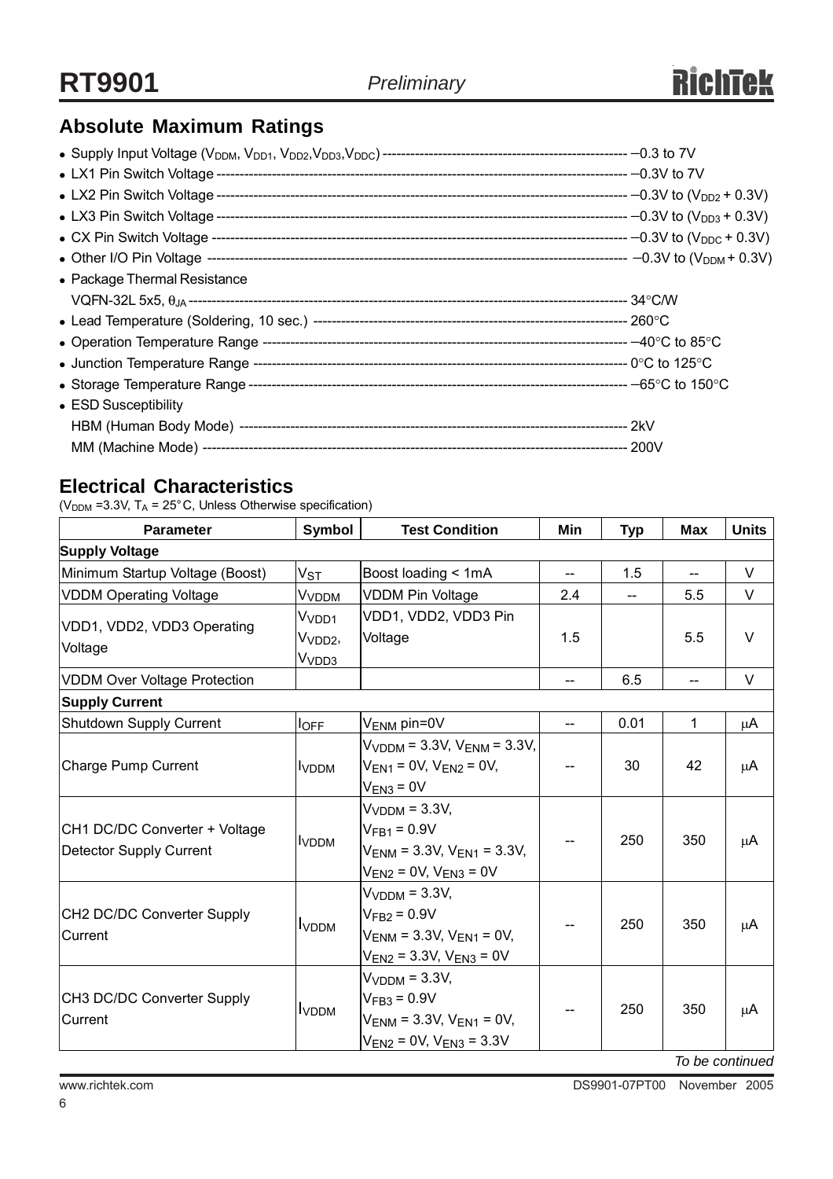## Absolute Maximum Ratings

- Supply Input Voltage ($V_{DDM}$, $V_{DD1}$, $V_{DD2}$, $V_{DD3}$, $V_{DDC}$) ------------------------------------------------ –0.3 to 7V
- LX1 Pin Switch Voltage ------------------------------------------------ –0.3V to 7V
- LX2 Pin Switch Voltage ------------------------------------------------ –0.3V to ($V_{DD2}$ + 0.3V)
- LX3 Pin Switch Voltage ------------------------------------------------ –0.3V to ($V_{DD3}$ + 0.3V)
- CX Pin Switch Voltage ------------------------------------------------ –0.3V to ($V_{DDC}$ + 0.3V)
- Other I/O Pin Voltage ------------------------------------------------ –0.3V to ($V_{DDM}$ + 0.3V)
- Package Thermal Resistance
  VQFN-32L 5x5, $\theta_{JA}$ ------------------------------------------------ 34°C/W
- Lead Temperature (Soldering, 10 sec.) ------------------------------------------------ 260°C
- Operation Temperature Range ------------------------------------------------ –40°C to 85°C
- Junction Temperature Range ------------------------------------------------ 0°C to 125°C
- Storage Temperature Range ------------------------------------------------ –65°C to 150°C
- ESD Susceptibility
  HBM (Human Body Mode) ------------------------------------------------ 2kV
  MM (Machine Mode) ------------------------------------------------ 200V

## Electrical Characteristics

($V_{DDM}$ =3.3V, $T_A$ = 25°C, Unless Otherwise specification)

| Parameter | Symbol | Test Condition | Min | Typ | Max | Units |
|---|---|---|---|---|---|---|
| **Supply Voltage** | | | | | | |
| Minimum Startup Voltage (Boost) | $V_{ST}$ | Boost loading < 1mA | -- | 1.5 | -- | V |
| VDDM Operating Voltage | $V_{VDDM}$ | VDDM Pin Voltage | 2.4 | -- | 5.5 | V |
| VDD1, VDD2, VDD3 Operating Voltage | $V_{VDD1}$ $V_{VDD2}$, $V_{VDD3}$ | VDD1, VDD2, VDD3 Pin Voltage | 1.5 | | 5.5 | V |
| VDDM Over Voltage Protection | | | -- | 6.5 | -- | V |
| **Supply Current** | | | | | | |
| Shutdown Supply Current | $I_{OFF}$ | $V_{ENM}$ pin=0V | -- | 0.01 | 1 | μA |
| Charge Pump Current | $I_{VDDM}$ | $V_{VDDM}$ = 3.3V, $V_{ENM}$ = 3.3V, $V_{EN1}$ = 0V, $V_{EN2}$ = 0V, $V_{EN3}$ = 0V | -- | 30 | 42 | μA |
| CH1 DC/DC Converter + Voltage Detector Supply Current | $I_{VDDM}$ | $V_{VDDM}$ = 3.3V, $V_{FB1}$ = 0.9V, $V_{ENM}$ = 3.3V, $V_{EN1}$ = 3.3V, $V_{EN2}$ = 0V, $V_{EN3}$ = 0V | -- | 250 | 350 | μA |
| CH2 DC/DC Converter Supply Current | $I_{VDDM}$ | $V_{VDDM}$ = 3.3V, $V_{FB2}$ = 0.9V, $V_{ENM}$ = 3.3V, $V_{EN1}$ = 0V, $V_{EN2}$ = 3.3V, $V_{EN3}$ = 0V | -- | 250 | 350 | μA |
| CH3 DC/DC Converter Supply Current | $I_{VDDM}$ | $V_{VDDM}$ = 3.3V, $V_{FB3}$ = 0.9V, $V_{ENM}$ = 3.3V, $V_{EN1}$ = 0V, $V_{EN2}$ = 0V, $V_{EN3}$ = 3.3V | -- | 250 | 350 | μA |

*To be continued*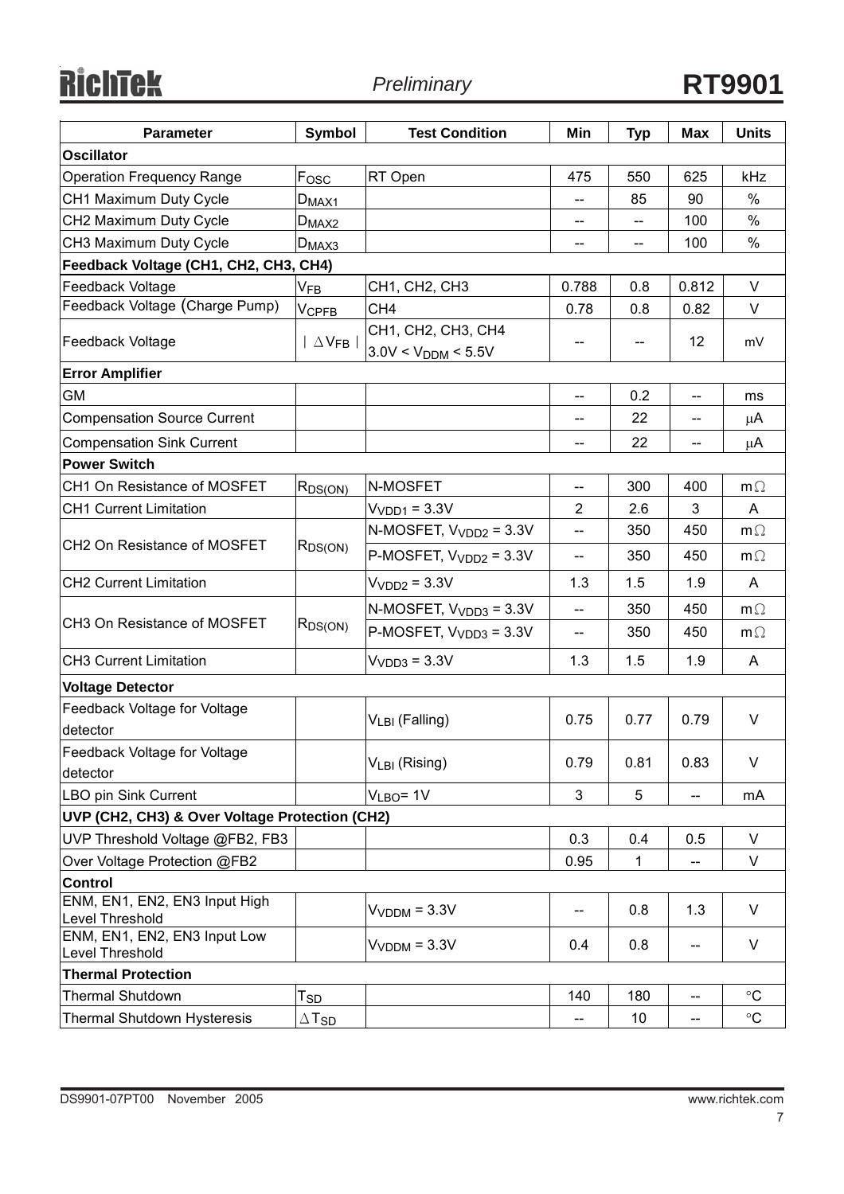| Parameter | Symbol | Test Condition | Min | Typ | Max | Units |
|---|---|---|---|---|---|---|
| **Oscillator** | | | | | | |
| Operation Frequency Range | $F_{OSC}$ | RT Open | 475 | 550 | 625 | kHz |
| CH1 Maximum Duty Cycle | $D_{MAX1}$ | | -- | 85 | 90 | % |
| CH2 Maximum Duty Cycle | $D_{MAX2}$ | | -- | -- | 100 | % |
| CH3 Maximum Duty Cycle | $D_{MAX3}$ | | -- | -- | 100 | % |
| **Feedback Voltage (CH1, CH2, CH3, CH4)** | | | | | | |
| Feedback Voltage | $V_{FB}$ | CH1, CH2, CH3 | 0.788 | 0.8 | 0.812 | V |
| Feedback Voltage (Charge Pump) | $V_{CPFB}$ | CH4 | 0.78 | 0.8 | 0.82 | V |
| Feedback Voltage | $\vert \Delta V_{FB} \vert$ | CH1, CH2, CH3, CH4 $3.0V < V_{DDM} < 5.5V$ | -- | -- | 12 | mV |
| **Error Amplifier** | | | | | | |
| GM | | | -- | 0.2 | -- | ms |
| Compensation Source Current | | | -- | 22 | -- | μA |
| Compensation Sink Current | | | -- | 22 | -- | μA |
| **Power Switch** | | | | | | |
| CH1 On Resistance of MOSFET | $R_{DS(ON)}$ | N-MOSFET | -- | 300 | 400 | mΩ |
| CH1 Current Limitation | | $V_{VDD1} = 3.3V$ | 2 | 2.6 | 3 | A |
| CH2 On Resistance of MOSFET | $R_{DS(ON)}$ | N-MOSFET, $V_{VDD2} = 3.3V$ | -- | 350 | 450 | mΩ |
| | | P-MOSFET, $V_{VDD2} = 3.3V$ | -- | 350 | 450 | mΩ |
| CH2 Current Limitation | | $V_{VDD2} = 3.3V$ | 1.3 | 1.5 | 1.9 | A |
| CH3 On Resistance of MOSFET | $R_{DS(ON)}$ | N-MOSFET, $V_{VDD3} = 3.3V$ | -- | 350 | 450 | mΩ |
| | | P-MOSFET, $V_{VDD3} = 3.3V$ | -- | 350 | 450 | mΩ |
| CH3 Current Limitation | | $V_{VDD3} = 3.3V$ | 1.3 | 1.5 | 1.9 | A |
| **Voltage Detector** | | | | | | |
| Feedback Voltage for Voltage detector | | $V_{LBI}$ (Falling) | 0.75 | 0.77 | 0.79 | V |
| Feedback Voltage for Voltage detector | | $V_{LBI}$ (Rising) | 0.79 | 0.81 | 0.83 | V |
| LBO pin Sink Current | | $V_{LBO}$= 1V | 3 | 5 | -- | mA |
| **UVP (CH2, CH3) & Over Voltage Protection (CH2)** | | | | | | |
| UVP Threshold Voltage @FB2, FB3 | | | 0.3 | 0.4 | 0.5 | V |
| Over Voltage Protection @FB2 | | | 0.95 | 1 | -- | V |
| **Control** | | | | | | |
| ENM, EN1, EN2, EN3 Input High Level Threshold | | $V_{VDDM} = 3.3V$ | -- | 0.8 | 1.3 | V |
| ENM, EN1, EN2, EN3 Input Low Level Threshold | | $V_{VDDM} = 3.3V$ | 0.4 | 0.8 | -- | V |
| **Thermal Protection** | | | | | | |
| Thermal Shutdown | $T_{SD}$ | | 140 | 180 | -- | °C |
| Thermal Shutdown Hysteresis | $\Delta T_{SD}$ | | -- | 10 | -- | °C |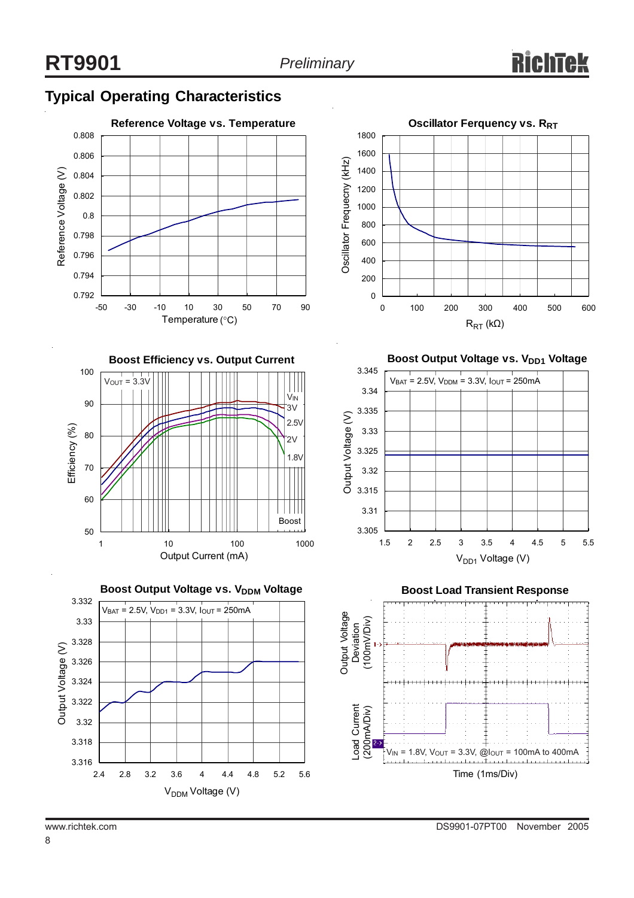## Typical Operating Characteristics

**Reference Voltage vs. Temperature**

Reference Voltage (V) vs. Temperature (°C)

**Oscillator Ferquency vs. $R_{RT}$**

Oscillator Frequecny (kHz) vs. $R_{RT}$ (kΩ)

**Boost Efficiency vs. Output Current**

$V_{OUT}$ = 3.3V; $V_{IN}$ = 3V, 2.5V, 2V, 1.8V; Boost

Efficiency (%) vs. Output Current (mA)

**Boost Output Voltage vs. $V_{DD1}$ Voltage**

$V_{BAT}$ = 2.5V, $V_{DDM}$ = 3.3V, $I_{OUT}$ = 250mA

Output Voltage (V) vs. $V_{DD1}$ Voltage (V)

**Boost Output Voltage vs. $V_{DDM}$ Voltage**

$V_{BAT}$ = 2.5V, $V_{DD1}$ = 3.3V, $I_{OUT}$ = 250mA

Output Voltage (V) vs. $V_{DDM}$ Voltage (V)

**Boost Load Transient Response**

Output Voltage Deviation (100mV/Div)

Load Current (200mA/Div)

$V_{IN}$ = 1.8V, $V_{OUT}$ = 3.3V, @$I_{OUT}$ = 100mA to 400mA

Time (1ms/Div)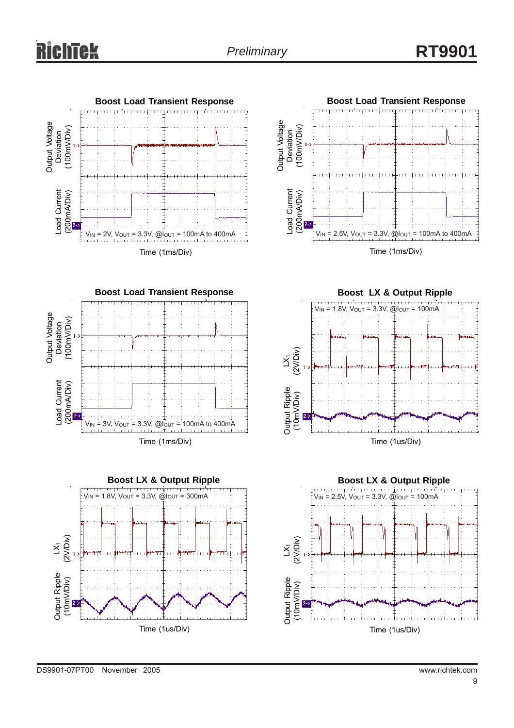**Boost Load Transient Response**

Output Voltage Deviation (100mV/Div)

Load Current (200mA/Div)

$V_{IN}$ = 2V, $V_{OUT}$ = 3.3V, @$I_{OUT}$ = 100mA to 400mA

Time (1ms/Div)

**Boost Load Transient Response**

Output Voltage Deviation (100mV/Div)

Load Current (200mA/Div)

$V_{IN}$ = 2.5V, $V_{OUT}$ = 3.3V, @$I_{OUT}$ = 100mA to 400mA

Time (1ms/Div)

**Boost Load Transient Response**

Output Voltage Deviation (100mV/Div)

Load Current (200mA/Div)

$V_{IN}$ = 3V, $V_{OUT}$ = 3.3V, @$I_{OUT}$ = 100mA to 400mA

Time (1ms/Div)

**Boost LX & Output Ripple**

$V_{IN}$ = 1.8V, $V_{OUT}$ = 3.3V, @$I_{OUT}$ = 100mA

$LX_1$ (2V/Div)

Output Ripple (10mV/Div)

Time (1us/Div)

**Boost LX & Output Ripple**

$V_{IN}$ = 1.8V, $V_{OUT}$ = 3.3V, @$I_{OUT}$ = 300mA

$LX_1$ (2V/Div)

Output Ripple (10mV/Div)

Time (1us/Div)

**Boost LX & Output Ripple**

$V_{IN}$ = 2.5V, $V_{OUT}$ = 3.3V, @$I_{OUT}$ = 100mA

$LX_1$ (2V/Div)

Output Ripple (10mV/Div)

Time (1us/Div)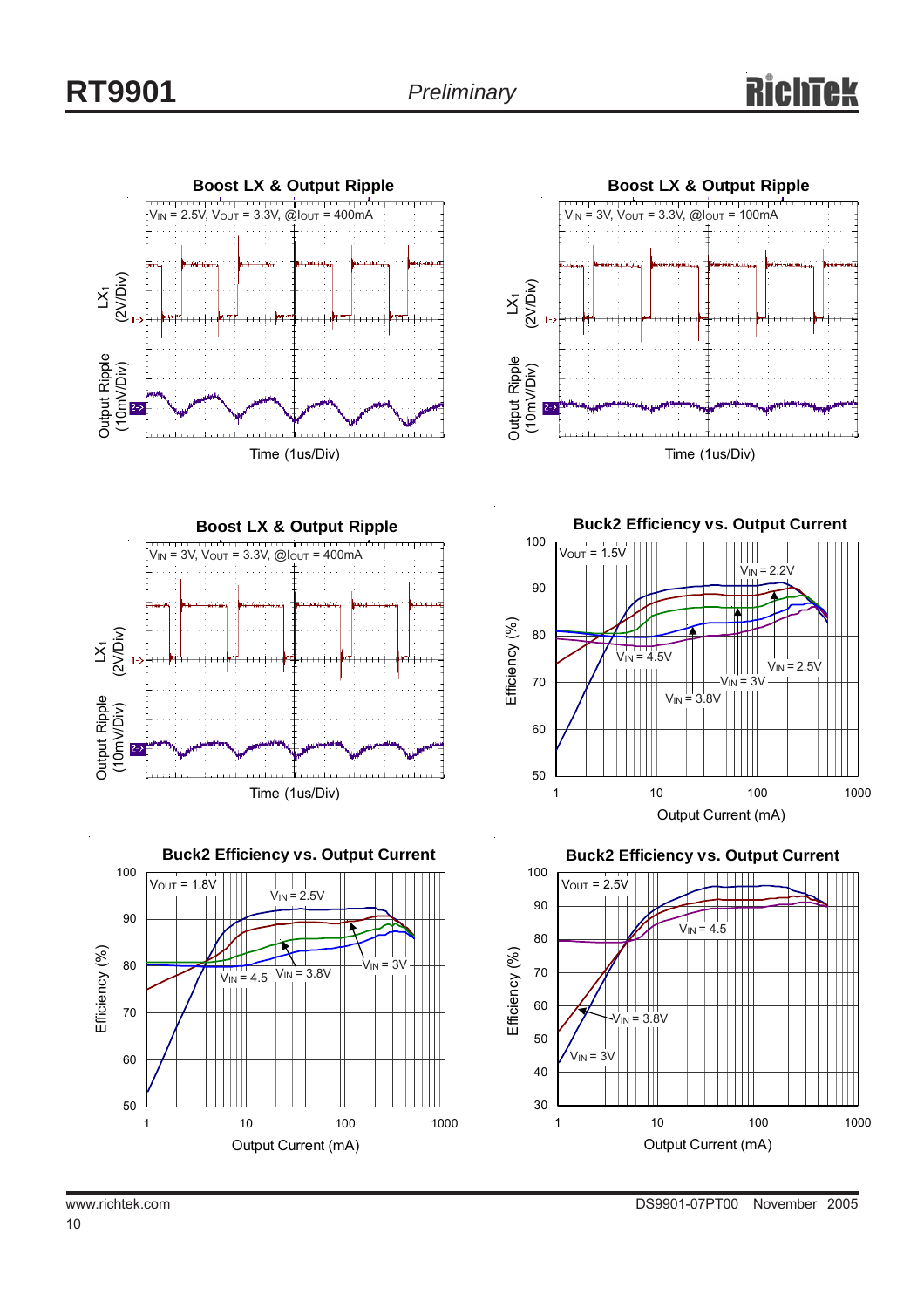**Boost LX & Output Ripple**

$V_{IN}$ = 2.5V, $V_{OUT}$ = 3.3V, @$I_{OUT}$ = 400mA

LX1 (2V/Div)

Output Ripple (10mV/Div)

Time (1us/Div)

**Boost LX & Output Ripple**

$V_{IN}$ = 3V, $V_{OUT}$ = 3.3V, @$I_{OUT}$ = 100mA

LX1 (2V/Div)

Output Ripple (10mV/Div)

Time (1us/Div)

**Boost LX & Output Ripple**

$V_{IN}$ = 3V, $V_{OUT}$ = 3.3V, @$I_{OUT}$ = 400mA

LX1 (2V/Div)

Output Ripple (10mV/Div)

Time (1us/Div)

**Buck2 Efficiency vs. Output Current**

$V_{OUT}$ = 1.5V

$V_{IN}$ = 2.2V, $V_{IN}$ = 2.5V, $V_{IN}$ = 3V, $V_{IN}$ = 3.8V, $V_{IN}$ = 4.5V

Efficiency (%)

Output Current (mA)

**Buck2 Efficiency vs. Output Current**

$V_{OUT}$ = 1.8V

$V_{IN}$ = 2.5V, $V_{IN}$ = 3V, $V_{IN}$ = 3.8V, $V_{IN}$ = 4.5

Efficiency (%)

Output Current (mA)

**Buck2 Efficiency vs. Output Current**

$V_{OUT}$ = 2.5V

$V_{IN}$ = 4.5, $V_{IN}$ = 3.8V, $V_{IN}$ = 3V

Efficiency (%)

Output Current (mA)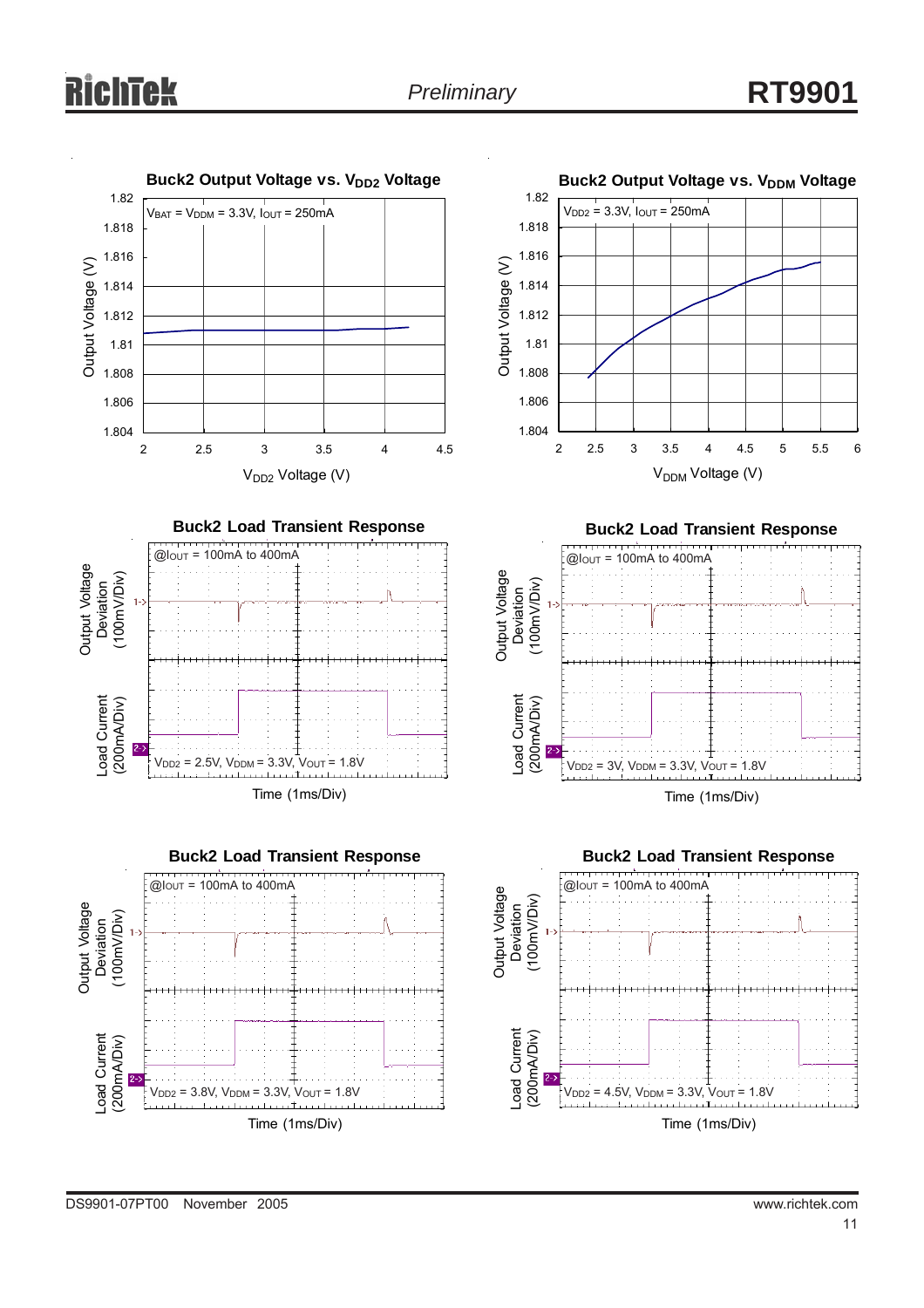**Buck2 Output Voltage vs. $V_{DD2}$ Voltage**

$V_{BAT} = V_{DDM} = 3.3V$, $I_{OUT} = 250mA$

Output Voltage (V)

$V_{DD2}$ Voltage (V)

**Buck2 Output Voltage vs. $V_{DDM}$ Voltage**

$V_{DD2} = 3.3V$, $I_{OUT} = 250mA$

Output Voltage (V)

$V_{DDM}$ Voltage (V)

**Buck2 Load Transient Response**

@$I_{OUT}$ = 100mA to 400mA

Output Voltage Deviation (100mV/Div)

Load Current (200mA/Div)

$V_{DD2} = 2.5V$, $V_{DDM} = 3.3V$, $V_{OUT} = 1.8V$

Time (1ms/Div)

**Buck2 Load Transient Response**

@$I_{OUT}$ = 100mA to 400mA

Output Voltage Deviation (100mV/Div)

Load Current (200mA/Div)

$V_{DD2} = 3V$, $V_{DDM} = 3.3V$, $V_{OUT} = 1.8V$

Time (1ms/Div)

**Buck2 Load Transient Response**

@$I_{OUT}$ = 100mA to 400mA

Output Voltage Deviation (100mV/Div)

Load Current (200mA/Div)

$V_{DD2} = 3.8V$, $V_{DDM} = 3.3V$, $V_{OUT} = 1.8V$

Time (1ms/Div)

**Buck2 Load Transient Response**

@$I_{OUT}$ = 100mA to 400mA

Output Voltage Deviation (100mV/Div)

Load Current (200mA/Div)

$V_{DD2} = 4.5V$, $V_{DDM} = 3.3V$, $V_{OUT} = 1.8V$

Time (1ms/Div)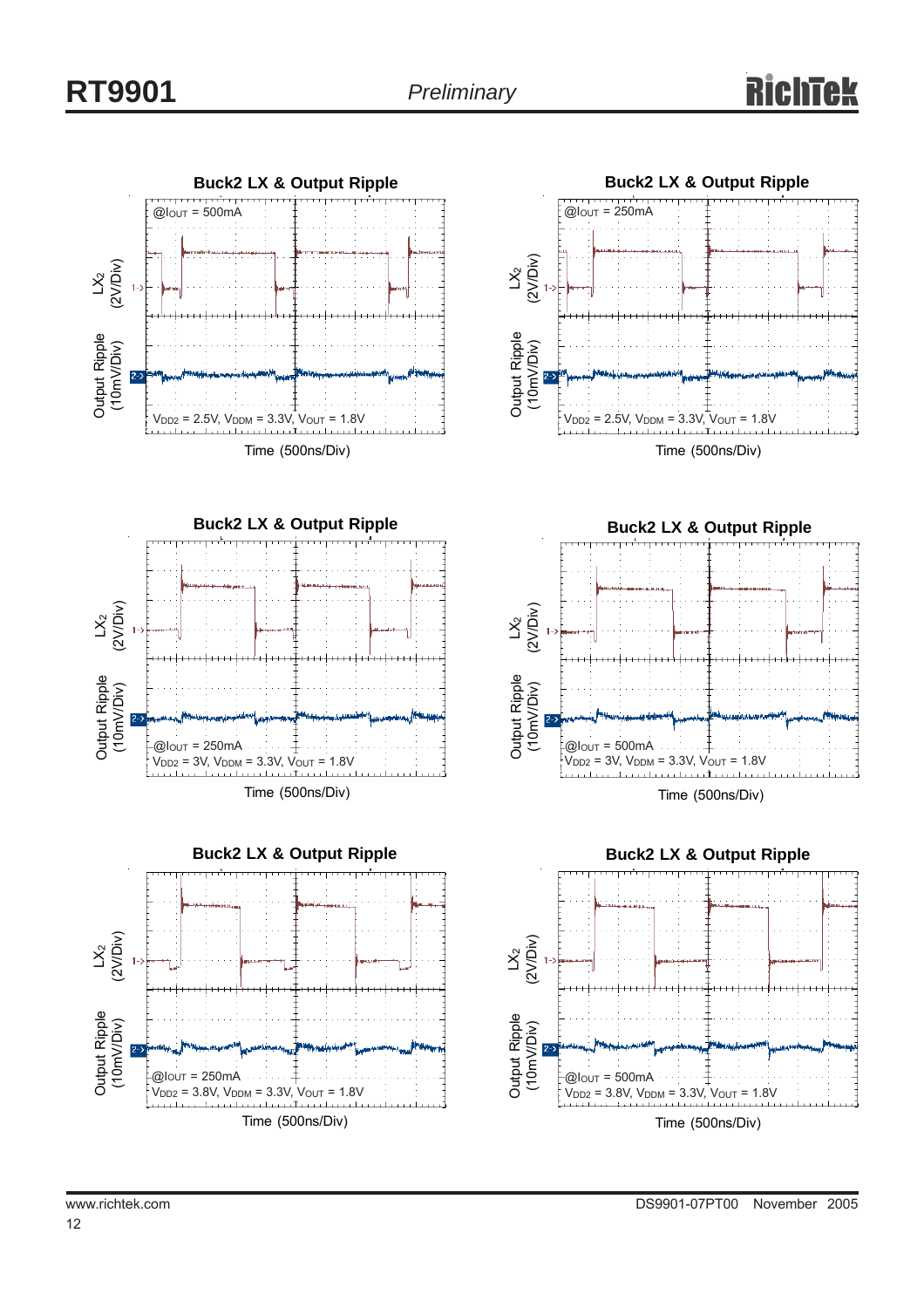**Buck2 LX & Output Ripple**

LX2 (2V/Div)

Output Ripple (10mV/Div)

@$I_{OUT}$ = 500mA

$V_{DD2}$ = 2.5V, $V_{DDM}$ = 3.3V, $V_{OUT}$ = 1.8V

Time (500ns/Div)

**Buck2 LX & Output Ripple**

LX2 (2V/Div)

Output Ripple (10mV/Div)

@$I_{OUT}$ = 250mA

$V_{DD2}$ = 2.5V, $V_{DDM}$ = 3.3V, $V_{OUT}$ = 1.8V

Time (500ns/Div)

**Buck2 LX & Output Ripple**

LX2 (2V/Div)

Output Ripple (10mV/Div)

@$I_{OUT}$ = 250mA

$V_{DD2}$ = 3V, $V_{DDM}$ = 3.3V, $V_{OUT}$ = 1.8V

Time (500ns/Div)

**Buck2 LX & Output Ripple**

LX2 (2V/Div)

Output Ripple (10mV/Div)

@$I_{OUT}$ = 500mA

$V_{DD2}$ = 3V, $V_{DDM}$ = 3.3V, $V_{OUT}$ = 1.8V

Time (500ns/Div)

**Buck2 LX & Output Ripple**

LX2 (2V/Div)

Output Ripple (10mV/Div)

@$I_{OUT}$ = 250mA

$V_{DD2}$ = 3.8V, $V_{DDM}$ = 3.3V, $V_{OUT}$ = 1.8V

Time (500ns/Div)

**Buck2 LX & Output Ripple**

LX2 (2V/Div)

Output Ripple (10mV/Div)

@$I_{OUT}$ = 500mA

$V_{DD2}$ = 3.8V, $V_{DDM}$ = 3.3V, $V_{OUT}$ = 1.8V

Time (500ns/Div)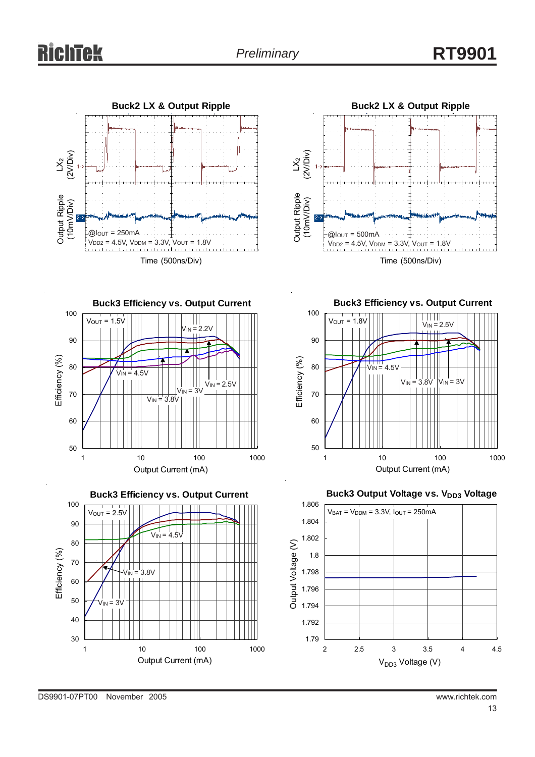### Buck2 LX & Output Ripple

LX2 (2V/Div)

Output Ripple (10mV/Div)

@$I_{OUT}$ = 250mA

$V_{DD2}$ = 4.5V, $V_{DDM}$ = 3.3V, $V_{OUT}$ = 1.8V

Time (500ns/Div)

### Buck2 LX & Output Ripple

LX2 (2V/Div)

Output Ripple (10mV/Div)

@$I_{OUT}$ = 500mA

$V_{DD2}$ = 4.5V, $V_{DDM}$ = 3.3V, $V_{OUT}$ = 1.8V

Time (500ns/Div)

### Buck3 Efficiency vs. Output Current

$V_{OUT}$ = 1.5V

$V_{IN}$ = 2.2V, $V_{IN}$ = 4.5V, $V_{IN}$ = 2.5V, $V_{IN}$ = 3V, $V_{IN}$ = 3.8V

Efficiency (%)

Output Current (mA)

### Buck3 Efficiency vs. Output Current

$V_{OUT}$ = 1.8V

$V_{IN}$ = 2.5V, $V_{IN}$ = 4.5V, $V_{IN}$ = 3.8V, $V_{IN}$ = 3V

Efficiency (%)

Output Current (mA)

### Buck3 Efficiency vs. Output Current

$V_{OUT}$ = 2.5V

$V_{IN}$ = 4.5V, $V_{IN}$ = 3.8V, $V_{IN}$ = 3V

Efficiency (%)

Output Current (mA)

### Buck3 Output Voltage vs. $V_{DD3}$ Voltage

$V_{BAT}$ = $V_{DDM}$ = 3.3V, $I_{OUT}$ = 250mA

Output Voltage (V)

$V_{DD3}$ Voltage (V)

DS9901-07PT00 November 2005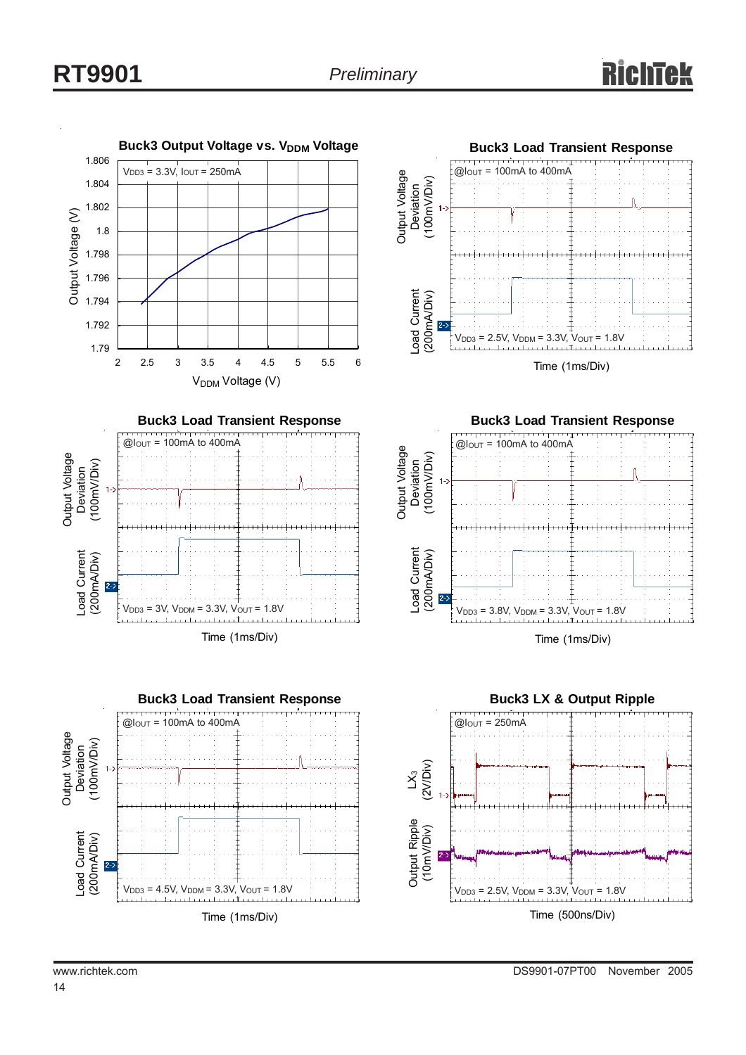**Buck3 Output Voltage vs. $V_{DDM}$ Voltage**

$V_{DD3}$ = 3.3V, $I_{OUT}$ = 250mA

Output Voltage (V): 1.79, 1.792, 1.794, 1.796, 1.798, 1.8, 1.802, 1.804, 1.806

$V_{DDM}$ Voltage (V): 2, 2.5, 3, 3.5, 4, 4.5, 5, 5.5, 6

**Buck3 Load Transient Response**

@$I_{OUT}$ = 100mA to 400mA

Output Voltage Deviation (100mV/Div)

Load Current (200mA/Div)

$V_{DD3}$ = 2.5V, $V_{DDM}$ = 3.3V, $V_{OUT}$ = 1.8V

Time (1ms/Div)

**Buck3 Load Transient Response**

@$I_{OUT}$ = 100mA to 400mA

Output Voltage Deviation (100mV/Div)

Load Current (200mA/Div)

$V_{DD3}$ = 3V, $V_{DDM}$ = 3.3V, $V_{OUT}$ = 1.8V

Time (1ms/Div)

**Buck3 Load Transient Response**

@$I_{OUT}$ = 100mA to 400mA

Output Voltage Deviation (100mV/Div)

Load Current (200mA/Div)

$V_{DD3}$ = 3.8V, $V_{DDM}$ = 3.3V, $V_{OUT}$ = 1.8V

Time (1ms/Div)

**Buck3 Load Transient Response**

@$I_{OUT}$ = 100mA to 400mA

Output Voltage Deviation (100mV/Div)

Load Current (200mA/Div)

$V_{DD3}$ = 4.5V, $V_{DDM}$ = 3.3V, $V_{OUT}$ = 1.8V

Time (1ms/Div)

**Buck3 LX & Output Ripple**

@$I_{OUT}$ = 250mA

$LX_3$ (2V/Div)

Output Ripple (10mV/Div)

$V_{DD3}$ = 2.5V, $V_{DDM}$ = 3.3V, $V_{OUT}$ = 1.8V

Time (500ns/Div)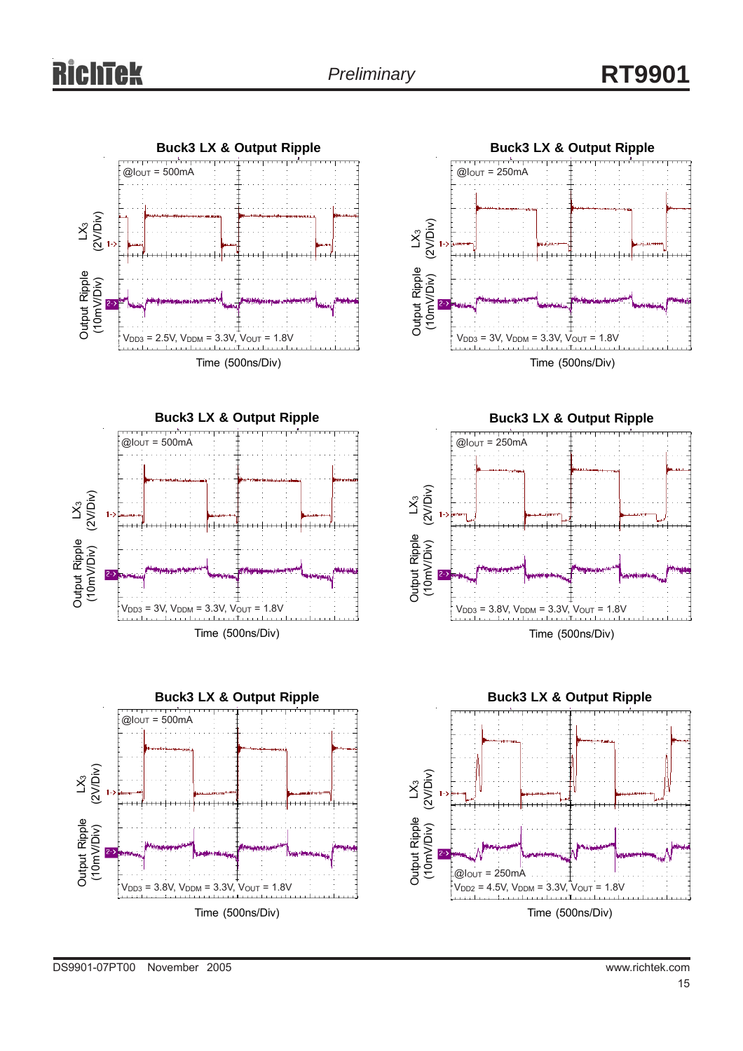**Buck3 LX & Output Ripple**

@$I_{OUT}$ = 500mA

$V_{DD3}$ = 2.5V, $V_{DDM}$ = 3.3V, $V_{OUT}$ = 1.8V

LX3 (2V/Div)

Output Ripple (10mV/Div)

Time (500ns/Div)

**Buck3 LX & Output Ripple**

@$I_{OUT}$ = 250mA

$V_{DD3}$ = 3V, $V_{DDM}$ = 3.3V, $V_{OUT}$ = 1.8V

LX3 (2V/Div)

Output Ripple (10mV/Div)

Time (500ns/Div)

**Buck3 LX & Output Ripple**

@$I_{OUT}$ = 500mA

$V_{DD3}$ = 3V, $V_{DDM}$ = 3.3V, $V_{OUT}$ = 1.8V

LX3 (2V/Div)

Output Ripple (10mV/Div)

Time (500ns/Div)

**Buck3 LX & Output Ripple**

@$I_{OUT}$ = 250mA

$V_{DD3}$ = 3.8V, $V_{DDM}$ = 3.3V, $V_{OUT}$ = 1.8V

LX3 (2V/Div)

Output Ripple (10mV/Div)

Time (500ns/Div)

**Buck3 LX & Output Ripple**

@$I_{OUT}$ = 500mA

$V_{DD3}$ = 3.8V, $V_{DDM}$ = 3.3V, $V_{OUT}$ = 1.8V

LX3 (2V/Div)

Output Ripple (10mV/Div)

Time (500ns/Div)

**Buck3 LX & Output Ripple**

@$I_{OUT}$ = 250mA

$V_{DD2}$ = 4.5V, $V_{DDM}$ = 3.3V, $V_{OUT}$ = 1.8V

LX3 (2V/Div)

Output Ripple (10mV/Div)

Time (500ns/Div)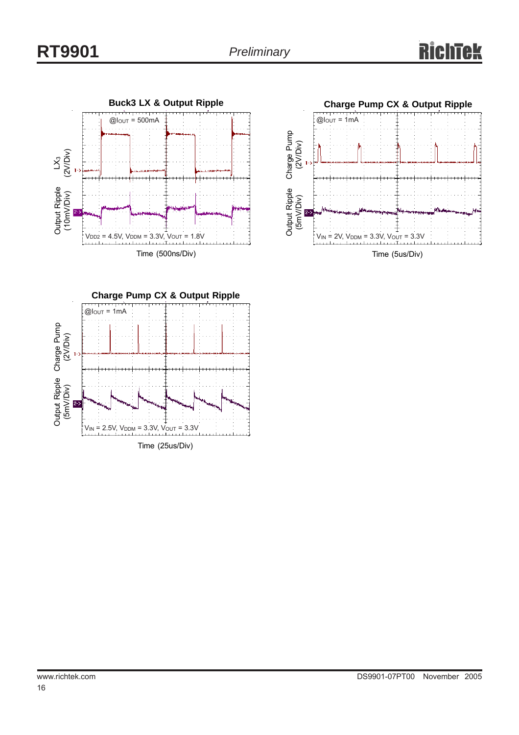**Buck3 LX & Output Ripple**

$LX_3$ (2V/Div)

Output Ripple (10mV/Div)

@$I_{OUT}$ = 500mA

$V_{DD2}$ = 4.5V, $V_{DDM}$ = 3.3V, $V_{OUT}$ = 1.8V

Time (500ns/Div)

**Charge Pump CX & Output Ripple**

Charge Pump (2V/Div)

Output Ripple (5mV/Div)

@$I_{OUT}$ = 1mA

$V_{IN}$ = 2V, $V_{DDM}$ = 3.3V, $V_{OUT}$ = 3.3V

Time (5us/Div)

**Charge Pump CX & Output Ripple**

Charge Pump (2V/Div)

Output Ripple (5mV/Div)

@$I_{OUT}$ = 1mA

$V_{IN}$ = 2.5V, $V_{DDM}$ = 3.3V, $V_{OUT}$ = 3.3V

Time (25us/Div)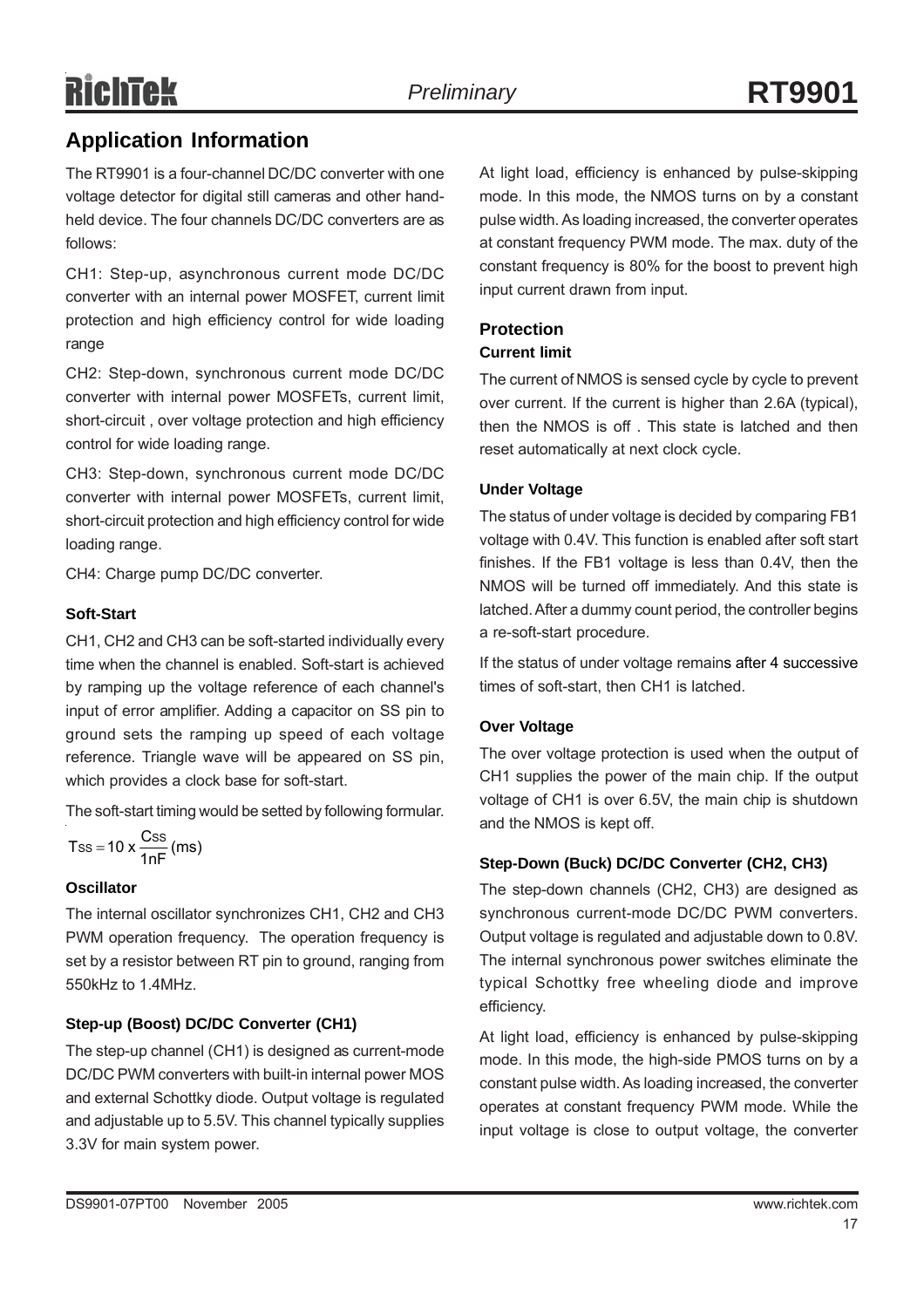## Application Information

The RT9901 is a four-channel DC/DC converter with one voltage detector for digital still cameras and other hand-held device. The four channels DC/DC converters are as follows:

CH1: Step-up, asynchronous current mode DC/DC converter with an internal power MOSFET, current limit protection and high efficiency control for wide loading range

CH2: Step-down, synchronous current mode DC/DC converter with internal power MOSFETs, current limit, short-circuit , over voltage protection and high efficiency control for wide loading range.

CH3: Step-down, synchronous current mode DC/DC converter with internal power MOSFETs, current limit, short-circuit protection and high efficiency control for wide loading range.

CH4: Charge pump DC/DC converter.

#### Soft-Start

CH1, CH2 and CH3 can be soft-started individually every time when the channel is enabled. Soft-start is achieved by ramping up the voltage reference of each channel's input of error amplifier. Adding a capacitor on SS pin to ground sets the ramping up speed of each voltage reference. Triangle wave will be appeared on SS pin, which provides a clock base for soft-start.

The soft-start timing would be setted by following formular.

$$T_{SS} = 10 \times \frac{C_{SS}}{1nF} (ms)$$

#### Oscillator

The internal oscillator synchronizes CH1, CH2 and CH3 PWM operation frequency. The operation frequency is set by a resistor between RT pin to ground, ranging from 550kHz to 1.4MHz.

#### Step-up (Boost) DC/DC Converter (CH1)

The step-up channel (CH1) is designed as current-mode DC/DC PWM converters with built-in internal power MOS and external Schottky diode. Output voltage is regulated and adjustable up to 5.5V. This channel typically supplies 3.3V for main system power.

At light load, efficiency is enhanced by pulse-skipping mode. In this mode, the NMOS turns on by a constant pulse width. As loading increased, the converter operates at constant frequency PWM mode. The max. duty of the constant frequency is 80% for the boost to prevent high input current drawn from input.

### Protection

#### Current limit

The current of NMOS is sensed cycle by cycle to prevent over current. If the current is higher than 2.6A (typical), then the NMOS is off . This state is latched and then reset automatically at next clock cycle.

#### Under Voltage

The status of under voltage is decided by comparing FB1 voltage with 0.4V. This function is enabled after soft start finishes. If the FB1 voltage is less than 0.4V, then the NMOS will be turned off immediately. And this state is latched. After a dummy count period, the controller begins a re-soft-start procedure.

If the status of under voltage remains after 4 successive times of soft-start, then CH1 is latched.

#### Over Voltage

The over voltage protection is used when the output of CH1 supplies the power of the main chip. If the output voltage of CH1 is over 6.5V, the main chip is shutdown and the NMOS is kept off.

#### Step-Down (Buck) DC/DC Converter (CH2, CH3)

The step-down channels (CH2, CH3) are designed as synchronous current-mode DC/DC PWM converters. Output voltage is regulated and adjustable down to 0.8V. The internal synchronous power switches eliminate the typical Schottky free wheeling diode and improve efficiency.

At light load, efficiency is enhanced by pulse-skipping mode. In this mode, the high-side PMOS turns on by a constant pulse width. As loading increased, the converter operates at constant frequency PWM mode. While the input voltage is close to output voltage, the converter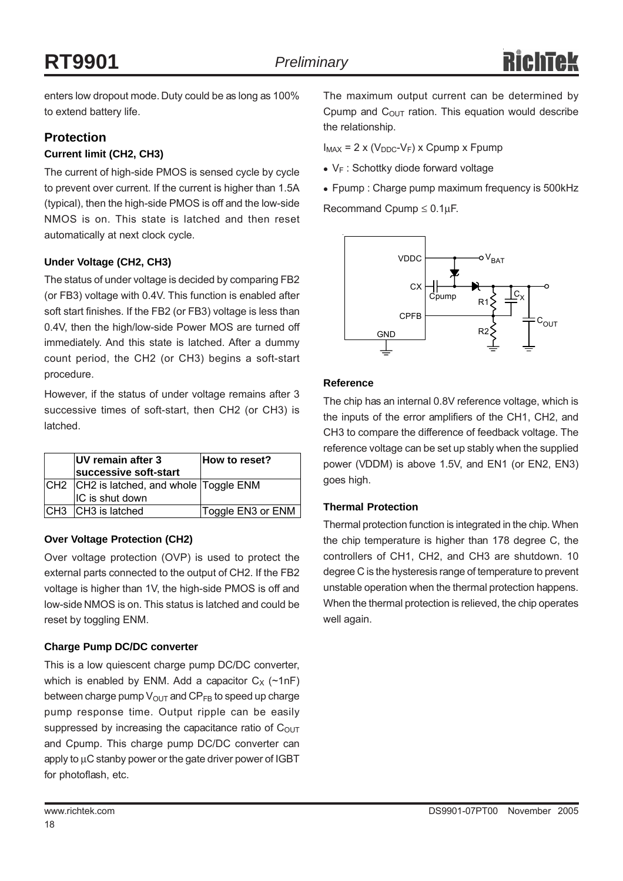enters low dropout mode. Duty could be as long as 100% to extend battery life.

## Protection

### Current limit (CH2, CH3)

The current of high-side PMOS is sensed cycle by cycle to prevent over current. If the current is higher than 1.5A (typical), then the high-side PMOS is off and the low-side NMOS is on. This state is latched and then reset automatically at next clock cycle.

### Under Voltage (CH2, CH3)

The status of under voltage is decided by comparing FB2 (or FB3) voltage with 0.4V. This function is enabled after soft start finishes. If the FB2 (or FB3) voltage is less than 0.4V, then the high/low-side Power MOS are turned off immediately. And this state is latched. After a dummy count period, the CH2 (or CH3) begins a soft-start procedure.

However, if the status of under voltage remains after 3 successive times of soft-start, then CH2 (or CH3) is latched.

| | UV remain after 3 successive soft-start | How to reset? |
|---|---|---|
| CH2 | CH2 is latched, and whole IC is shut down | Toggle ENM |
| CH3 | CH3 is latched | Toggle EN3 or ENM |

### Over Voltage Protection (CH2)

Over voltage protection (OVP) is used to protect the external parts connected to the output of CH2. If the FB2 voltage is higher than 1V, the high-side PMOS is off and low-side NMOS is on. This status is latched and could be reset by toggling ENM.

### Charge Pump DC/DC converter

This is a low quiescent charge pump DC/DC converter, which is enabled by ENM. Add a capacitor $C_X$ (~1nF) between charge pump $V_{OUT}$ and $CP_{FB}$ to speed up charge pump response time. Output ripple can be easily suppressed by increasing the capacitance ratio of $C_{OUT}$ and Cpump. This charge pump DC/DC converter can apply to μC stanby power or the gate driver power of IGBT for photoflash, etc.

The maximum output current can be determined by Cpump and $C_{OUT}$ ration. This equation would describe the relationship.

$I_{MAX} = 2 \times (V_{DDC} - V_F) \times Cpump \times Fpump$

- $V_F$ : Schottky diode forward voltage
- Fpump : Charge pump maximum frequency is 500kHz

Recommand Cpump ≤ 0.1μF.

### Reference

The chip has an internal 0.8V reference voltage, which is the inputs of the error amplifiers of the CH1, CH2, and CH3 to compare the difference of feedback voltage. The reference voltage can be set up stably when the supplied power (VDDM) is above 1.5V, and EN1 (or EN2, EN3) goes high.

### Thermal Protection

Thermal protection function is integrated in the chip. When the chip temperature is higher than 178 degree C, the controllers of CH1, CH2, and CH3 are shutdown. 10 degree C is the hysteresis range of temperature to prevent unstable operation when the thermal protection happens. When the thermal protection is relieved, the chip operates well again.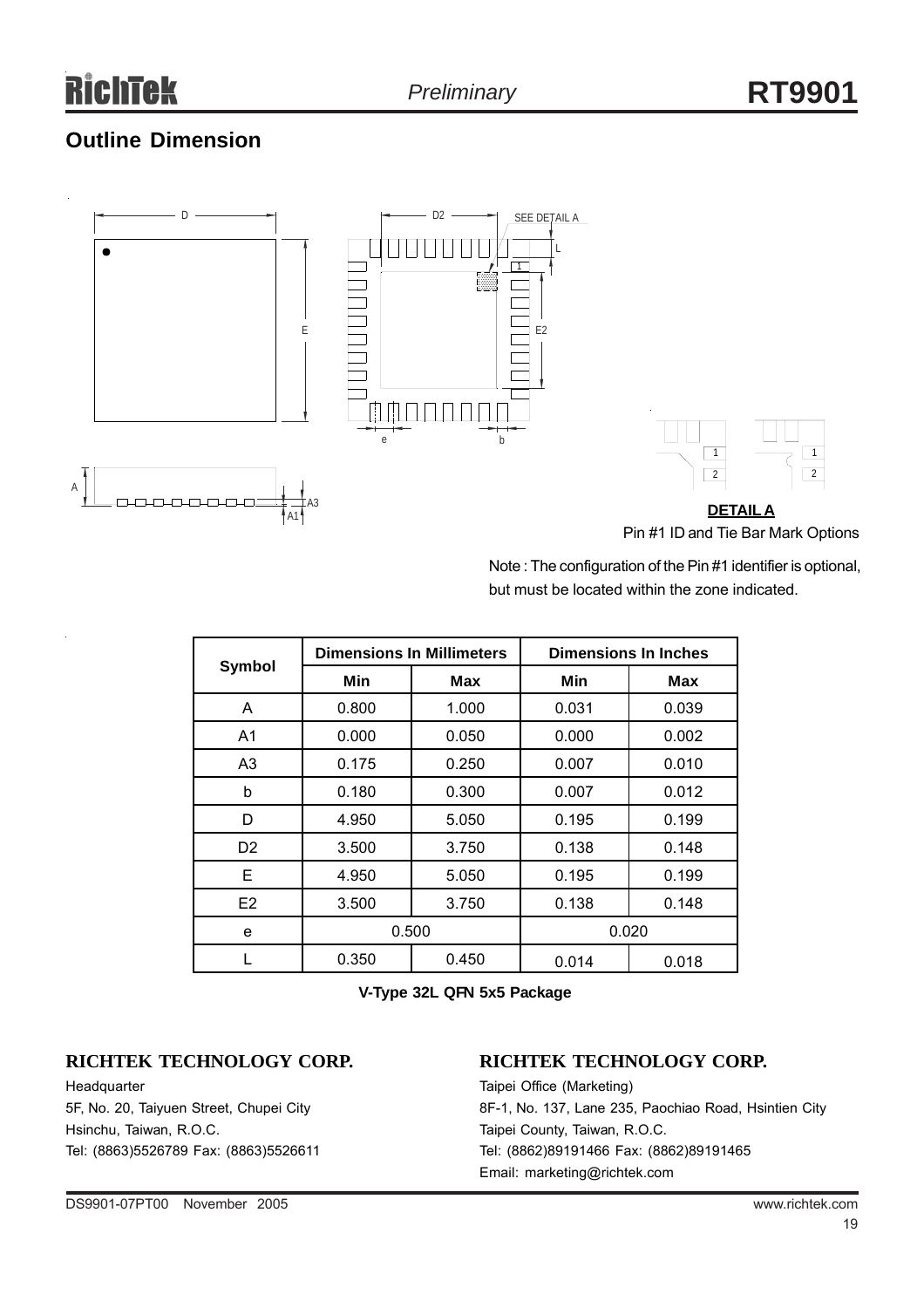## Outline Dimension

D

E

D2

SEE DETAIL A

L

1

E2

e

b

A

A3

A1

1

2

1

2

**DETAIL A**

Pin #1 ID and Tie Bar Mark Options

Note : The configuration of the Pin #1 identifier is optional, but must be located within the zone indicated.

| Symbol | Dimensions In Millimeters | | Dimensions In Inches | |
|---|---|---|---|---|
| | Min | Max | Min | Max |
| A | 0.800 | 1.000 | 0.031 | 0.039 |
| A1 | 0.000 | 0.050 | 0.000 | 0.002 |
| A3 | 0.175 | 0.250 | 0.007 | 0.010 |
| b | 0.180 | 0.300 | 0.007 | 0.012 |
| D | 4.950 | 5.050 | 0.195 | 0.199 |
| D2 | 3.500 | 3.750 | 0.138 | 0.148 |
| E | 4.950 | 5.050 | 0.195 | 0.199 |
| E2 | 3.500 | 3.750 | 0.138 | 0.148 |
| e | 0.500 | | 0.020 | |
| L | 0.350 | 0.450 | 0.014 | 0.018 |

**V-Type 32L QFN 5x5 Package**

**RICHTEK TECHNOLOGY CORP.**

Headquarter
5F, No. 20, Taiyuen Street, Chupei City
Hsinchu, Taiwan, R.O.C.
Tel: (8863)5526789 Fax: (8863)5526611

**RICHTEK TECHNOLOGY CORP.**

Taipei Office (Marketing)
8F-1, No. 137, Lane 235, Paochiao Road, Hsintien City
Taipei County, Taiwan, R.O.C.
Tel: (8862)89191466 Fax: (8862)89191465
Email: marketing@richtek.com